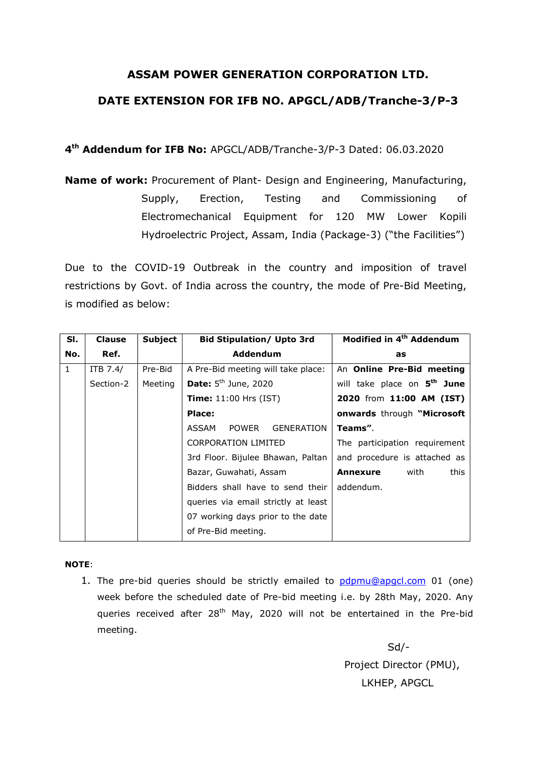# ASSAM POWER GENERATION CORPORATION LTD.

## DATE EXTENSION FOR IFB NO. APGCL/ADB/Tranche-3/P-3

**4th Addendum for IFB No:** APGCL/ADB/Tranche-3/P-3 Dated: 06.03.2020

**Name of work:** Procurement of Plant- Design and Engineering, Manufacturing, Supply, Erection, Testing and Commissioning of Electromechanical Equipment for 120 MW Lower Kopili Hydroelectric Project, Assam, India (Package-3) ("the Facilities")

Due to the COVID-19 Outbreak in the country and imposition of travel restrictions by Govt. of India across the country, the mode of Pre-Bid Meeting, is modified as below:

| Sl. No. | Clause Ref. | Subject | Bid Stipulation/ Upto 3rd Addendum | Modified in 4th Addendum as |
|---|---|---|---|---|
| 1 | ITB 7.4/ Section-2 | Pre-Bid Meeting | A Pre-Bid meeting will take place:<br>**Date:** 5th June, 2020<br>**Time:** 11:00 Hrs (IST)<br>**Place:**<br>ASSAM POWER GENERATION CORPORATION LIMITED<br>3rd Floor. Bijulee Bhawan, Paltan Bazar, Guwahati, Assam<br>Bidders shall have to send their queries via email strictly at least 07 working days prior to the date of Pre-Bid meeting. | An **Online Pre-Bid meeting** will take place on **5th June 2020** from **11:00 AM (IST) onwards** through **"Microsoft Teams"**.<br>The participation requirement and procedure is attached as **Annexure** with this addendum. |

**NOTE**:

1. The pre-bid queries should be strictly emailed to pdpmu@apgcl.com 01 (one) week before the scheduled date of Pre-bid meeting i.e. by 28th May, 2020. Any queries received after 28th May, 2020 will not be entertained in the Pre-bid meeting.

Sd/-
Project Director (PMU),
LKHEP, APGCL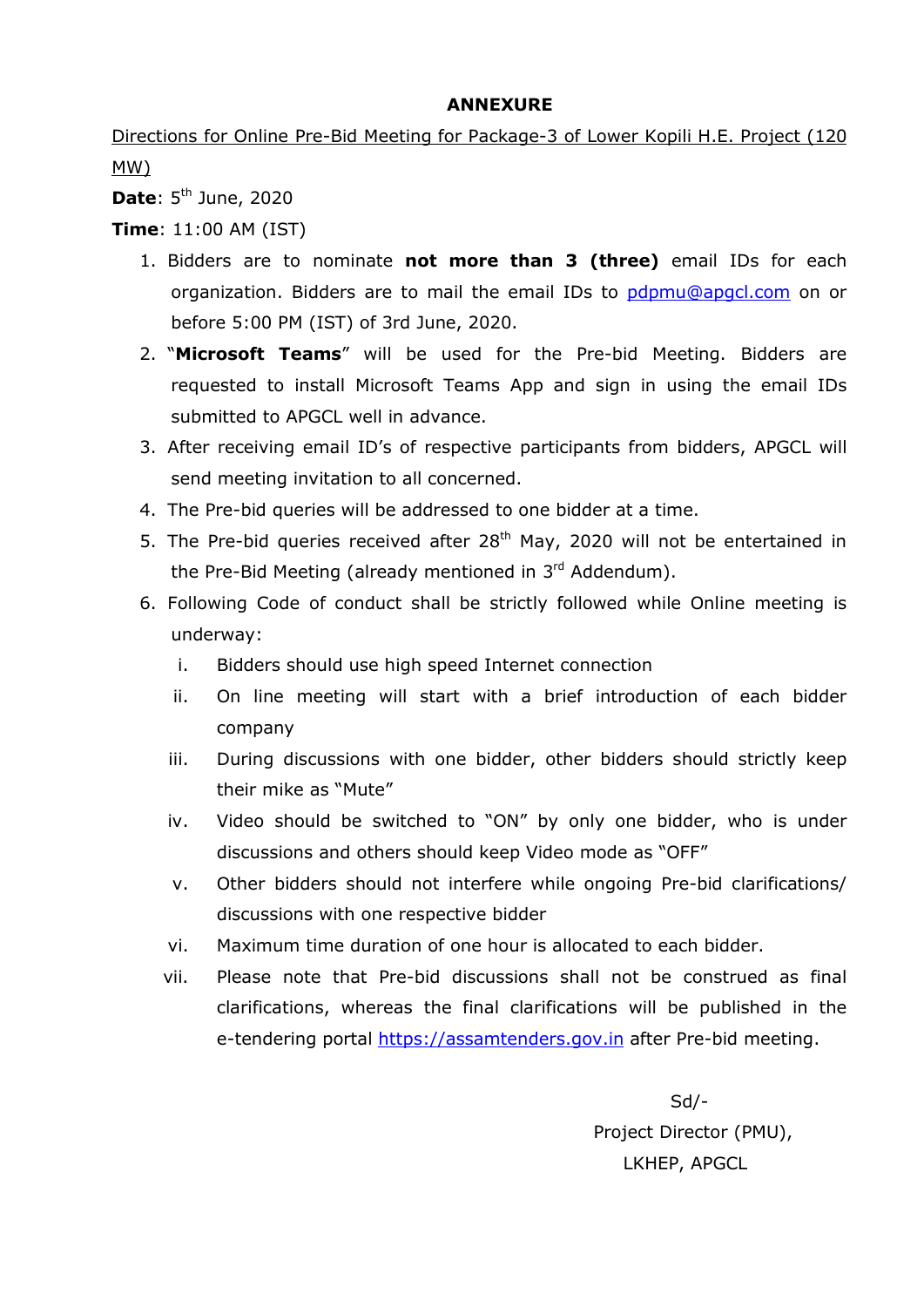# ANNEXURE

Directions for Online Pre-Bid Meeting for Package-3 of Lower Kopili H.E. Project (120 MW)

**Date**: 5th June, 2020

**Time**: 11:00 AM (IST)

1. Bidders are to nominate **not more than 3 (three)** email IDs for each organization. Bidders are to mail the email IDs to pdpmu@apgcl.com on or before 5:00 PM (IST) of 3rd June, 2020.
2. "**Microsoft Teams**" will be used for the Pre-bid Meeting. Bidders are requested to install Microsoft Teams App and sign in using the email IDs submitted to APGCL well in advance.
3. After receiving email ID's of respective participants from bidders, APGCL will send meeting invitation to all concerned.
4. The Pre-bid queries will be addressed to one bidder at a time.
5. The Pre-bid queries received after 28th May, 2020 will not be entertained in the Pre-Bid Meeting (already mentioned in 3rd Addendum).
6. Following Code of conduct shall be strictly followed while Online meeting is underway:
   1. Bidders should use high speed Internet connection
   2. On line meeting will start with a brief introduction of each bidder company
   3. During discussions with one bidder, other bidders should strictly keep their mike as "Mute"
   4. Video should be switched to "ON" by only one bidder, who is under discussions and others should keep Video mode as "OFF"
   5. Other bidders should not interfere while ongoing Pre-bid clarifications/ discussions with one respective bidder
   6. Maximum time duration of one hour is allocated to each bidder.
   7. Please note that Pre-bid discussions shall not be construed as final clarifications, whereas the final clarifications will be published in the e-tendering portal https://assamtenders.gov.in after Pre-bid meeting.

Sd/-
Project Director (PMU),
LKHEP, APGCL